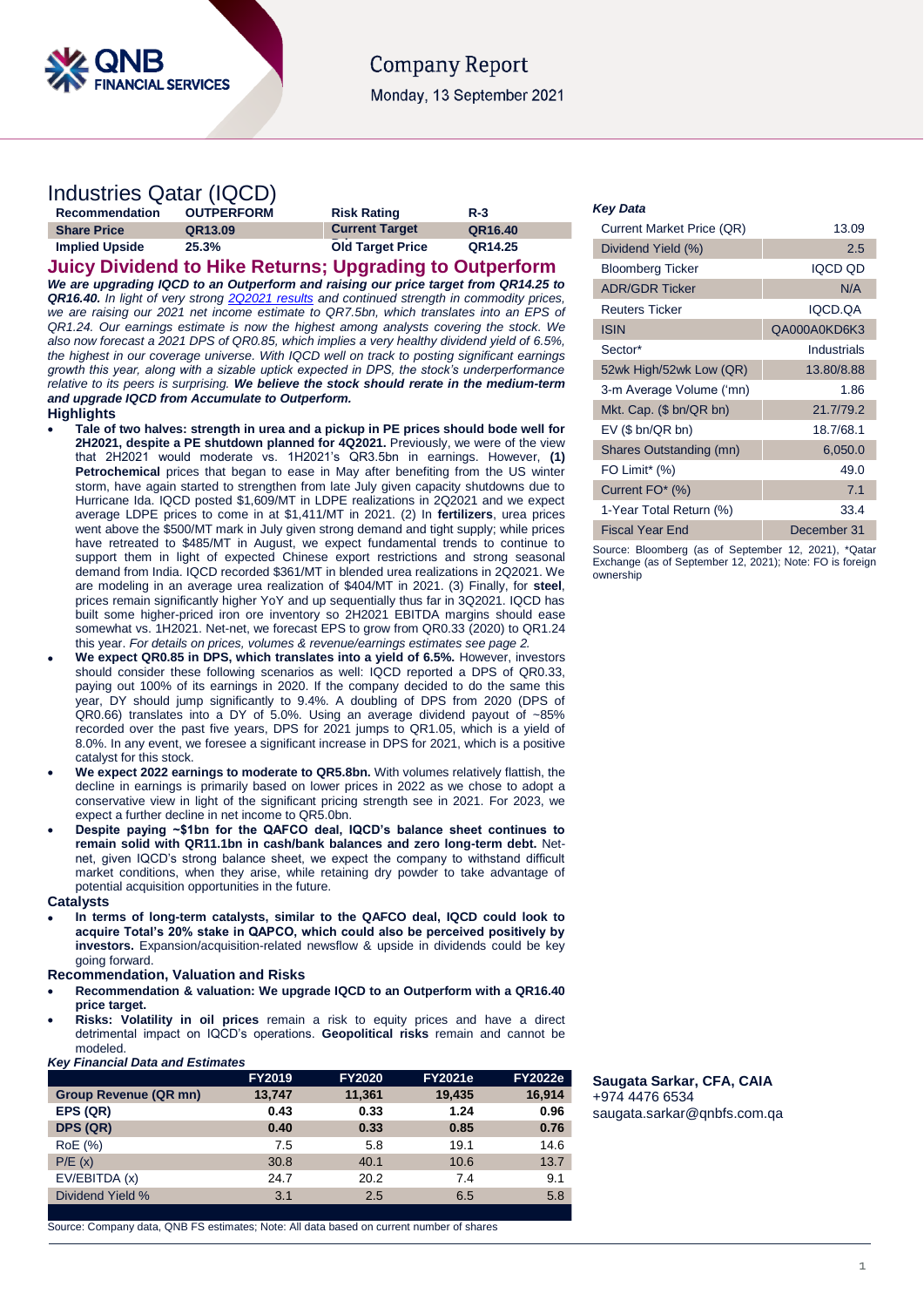Company Report

Monday, 13 September 2021

# Industries Qatar (IQCD)

| Recommendation | OUTPERFORM | Risk Rating | R-3 |
|---|---|---|---|
| Share Price | QR13.09 | Current Target | QR16.40 |
| Implied Upside | 25.3% | Old Target Price | QR14.25 |

## Juicy Dividend to Hike Returns; Upgrading to Outperform

***We are upgrading IQCD to an Outperform and raising our price target from QR14.25 to QR16.40.*** *In light of very strong 2Q2021 results and continued strength in commodity prices, we are raising our 2021 net income estimate to QR7.5bn, which translates into an EPS of QR1.24. Our earnings estimate is now the highest among analysts covering the stock. We also now forecast a 2021 DPS of QR0.85, which implies a very healthy dividend yield of 6.5%, the highest in our coverage universe. With IQCD well on track to posting significant earnings growth this year, along with a sizable uptick expected in DPS, the stock's underperformance relative to its peers is surprising.* ***We believe the stock should rerate in the medium-term and upgrade IQCD from Accumulate to Outperform.***

### Highlights

- **Tale of two halves: strength in urea and a pickup in PE prices should bode well for 2H2021, despite a PE shutdown planned for 4Q2021.** Previously, we were of the view that 2H2021 would moderate vs. 1H2021's QR3.5bn in earnings. However, **(1) Petrochemical** prices that began to ease in May after benefiting from the US winter storm, have again started to strengthen from late July given capacity shutdowns due to Hurricane Ida. IQCD posted $1,609/MT in LDPE realizations in 2Q2021 and we expect average LDPE prices to come in at $1,411/MT in 2021. (2) In **fertilizers**, urea prices went above the $500/MT mark in July given strong demand and tight supply; while prices have retreated to $485/MT in August, we expect fundamental trends to continue to support them in light of expected Chinese export restrictions and strong seasonal demand from India. IQCD recorded $361/MT in blended urea realizations in 2Q2021. We are modeling in an average urea realization of $404/MT in 2021. (3) Finally, for **steel**, prices remain significantly higher YoY and up sequentially thus far in 3Q2021. IQCD has built some higher-priced iron ore inventory so 2H2021 EBITDA margins should ease somewhat vs. 1H2021. Net-net, we forecast EPS to grow from QR0.33 (2020) to QR1.24 this year. *For details on prices, volumes & revenue/earnings estimates see page 2.*
- **We expect QR0.85 in DPS, which translates into a yield of 6.5%.** However, investors should consider these following scenarios as well: IQCD reported a DPS of QR0.33, paying out 100% of its earnings in 2020. If the company decided to do the same this year, DY should jump significantly to 9.4%. A doubling of DPS from 2020 (DPS of QR0.66) translates into a DY of 5.0%. Using an average dividend payout of ~85% recorded over the past five years, DPS for 2021 jumps to QR1.05, which is a yield of 8.0%. In any event, we foresee a significant increase in DPS for 2021, which is a positive catalyst for this stock.
- **We expect 2022 earnings to moderate to QR5.8bn.** With volumes relatively flattish, the decline in earnings is primarily based on lower prices in 2022 as we chose to adopt a conservative view in light of the significant pricing strength see in 2021. For 2023, we expect a further decline in net income to QR5.0bn.
- **Despite paying ~$1bn for the QAFCO deal, IQCD's balance sheet continues to remain solid with QR11.1bn in cash/bank balances and zero long-term debt.** Net-net, given IQCD's strong balance sheet, we expect the company to withstand difficult market conditions, when they arise, while retaining dry powder to take advantage of potential acquisition opportunities in the future.

### Catalysts

- **In terms of long-term catalysts, similar to the QAFCO deal, IQCD could look to acquire Total's 20% stake in QAPCO, which could also be perceived positively by investors.** Expansion/acquisition-related newsflow & upside in dividends could be key going forward.

### Recommendation, Valuation and Risks

- **Recommendation & valuation: We upgrade IQCD to an Outperform with a QR16.40 price target.**
- **Risks: Volatility in oil prices** remain a risk to equity prices and have a direct detrimental impact on IQCD's operations. **Geopolitical risks** remain and cannot be modeled.

***Key Financial Data and Estimates***

| | FY2019 | FY2020 | FY2021e | FY2022e |
|---|---|---|---|---|
| **Group Revenue (QR mn)** | 13,747 | 11,361 | 19,435 | 16,914 |
| **EPS (QR)** | 0.43 | 0.33 | 1.24 | 0.96 |
| **DPS (QR)** | 0.40 | 0.33 | 0.85 | 0.76 |
| RoE (%) | 7.5 | 5.8 | 19.1 | 14.6 |
| P/E (x) | 30.8 | 40.1 | 10.6 | 13.7 |
| EV/EBITDA (x) | 24.7 | 20.2 | 7.4 | 9.1 |
| Dividend Yield % | 3.1 | 2.5 | 6.5 | 5.8 |

Source: Company data, QNB FS estimates; Note: All data based on current number of shares

***Key Data***

| | |
|---|---|
| Current Market Price (QR) | 13.09 |
| Dividend Yield (%) | 2.5 |
| Bloomberg Ticker | IQCD QD |
| ADR/GDR Ticker | N/A |
| Reuters Ticker | IQCD.QA |
| ISIN | QA000A0KD6K3 |
| Sector* | Industrials |
| 52wk High/52wk Low (QR) | 13.80/8.88 |
| 3-m Average Volume ('mn) | 1.86 |
| Mkt. Cap. ($ bn/QR bn) | 21.7/79.2 |
| EV ($ bn/QR bn) | 18.7/68.1 |
| Shares Outstanding (mn) | 6,050.0 |
| FO Limit* (%) | 49.0 |
| Current FO* (%) | 7.1 |
| 1-Year Total Return (%) | 33.4 |
| Fiscal Year End | December 31 |

Source: Bloomberg (as of September 12, 2021), *Qatar Exchange (as of September 12, 2021); Note: FO is foreign ownership

**Saugata Sarkar, CFA, CAIA**
+974 4476 6534
saugata.sarkar@qnbfs.com.qa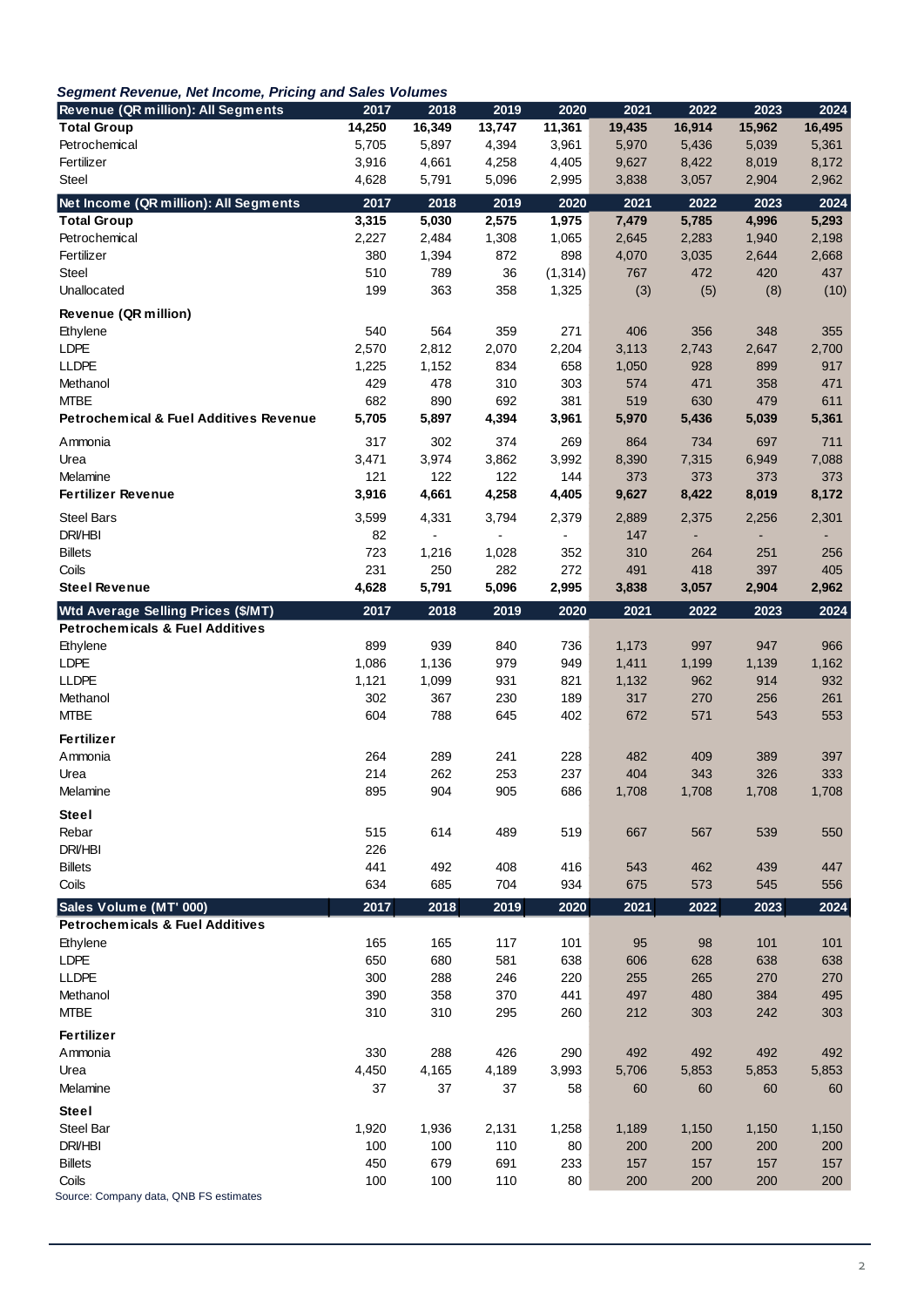*Segment Revenue, Net Income, Pricing and Sales Volumes*

| Revenue (QR million): All Segments | 2017 | 2018 | 2019 | 2020 | 2021 | 2022 | 2023 | 2024 |
|---|---|---|---|---|---|---|---|---|
| **Total Group** | **14,250** | **16,349** | **13,747** | **11,361** | **19,435** | **16,914** | **15,962** | **16,495** |
| Petrochemical | 5,705 | 5,897 | 4,394 | 3,961 | 5,970 | 5,436 | 5,039 | 5,361 |
| Fertilizer | 3,916 | 4,661 | 4,258 | 4,405 | 9,627 | 8,422 | 8,019 | 8,172 |
| Steel | 4,628 | 5,791 | 5,096 | 2,995 | 3,838 | 3,057 | 2,904 | 2,962 |
| **Net Income (QR million): All Segments** | **2017** | **2018** | **2019** | **2020** | **2021** | **2022** | **2023** | **2024** |
| **Total Group** | **3,315** | **5,030** | **2,575** | **1,975** | **7,479** | **5,785** | **4,996** | **5,293** |
| Petrochemical | 2,227 | 2,484 | 1,308 | 1,065 | 2,645 | 2,283 | 1,940 | 2,198 |
| Fertilizer | 380 | 1,394 | 872 | 898 | 4,070 | 3,035 | 2,644 | 2,668 |
| Steel | 510 | 789 | 36 | (1,314) | 767 | 472 | 420 | 437 |
| Unallocated | 199 | 363 | 358 | 1,325 | (3) | (5) | (8) | (10) |
| **Revenue (QR million)** | | | | | | | | |
| Ethylene | 540 | 564 | 359 | 271 | 406 | 356 | 348 | 355 |
| LDPE | 2,570 | 2,812 | 2,070 | 2,204 | 3,113 | 2,743 | 2,647 | 2,700 |
| LLDPE | 1,225 | 1,152 | 834 | 658 | 1,050 | 928 | 899 | 917 |
| Methanol | 429 | 478 | 310 | 303 | 574 | 471 | 358 | 471 |
| MTBE | 682 | 890 | 692 | 381 | 519 | 630 | 479 | 611 |
| **Petrochemical & Fuel Additives Revenue** | **5,705** | **5,897** | **4,394** | **3,961** | **5,970** | **5,436** | **5,039** | **5,361** |
| Ammonia | 317 | 302 | 374 | 269 | 864 | 734 | 697 | 711 |
| Urea | 3,471 | 3,974 | 3,862 | 3,992 | 8,390 | 7,315 | 6,949 | 7,088 |
| Melamine | 121 | 122 | 122 | 144 | 373 | 373 | 373 | 373 |
| **Fertilizer Revenue** | **3,916** | **4,661** | **4,258** | **4,405** | **9,627** | **8,422** | **8,019** | **8,172** |
| Steel Bars | 3,599 | 4,331 | 3,794 | 2,379 | 2,889 | 2,375 | 2,256 | 2,301 |
| DRI/HBI | 82 | - | - | - | 147 | - | - | - |
| Billets | 723 | 1,216 | 1,028 | 352 | 310 | 264 | 251 | 256 |
| Coils | 231 | 250 | 282 | 272 | 491 | 418 | 397 | 405 |
| **Steel Revenue** | **4,628** | **5,791** | **5,096** | **2,995** | **3,838** | **3,057** | **2,904** | **2,962** |
| **Wtd Average Selling Prices ($/MT)** | **2017** | **2018** | **2019** | **2020** | **2021** | **2022** | **2023** | **2024** |
| **Petrochemicals & Fuel Additives** | | | | | | | | |
| Ethylene | 899 | 939 | 840 | 736 | 1,173 | 997 | 947 | 966 |
| LDPE | 1,086 | 1,136 | 979 | 949 | 1,411 | 1,199 | 1,139 | 1,162 |
| LLDPE | 1,121 | 1,099 | 931 | 821 | 1,132 | 962 | 914 | 932 |
| Methanol | 302 | 367 | 230 | 189 | 317 | 270 | 256 | 261 |
| MTBE | 604 | 788 | 645 | 402 | 672 | 571 | 543 | 553 |
| **Fertilizer** | | | | | | | | |
| Ammonia | 264 | 289 | 241 | 228 | 482 | 409 | 389 | 397 |
| Urea | 214 | 262 | 253 | 237 | 404 | 343 | 326 | 333 |
| Melamine | 895 | 904 | 905 | 686 | 1,708 | 1,708 | 1,708 | 1,708 |
| **Steel** | | | | | | | | |
| Rebar | 515 | 614 | 489 | 519 | 667 | 567 | 539 | 550 |
| DRI/HBI | 226 | | | | | | | |
| Billets | 441 | 492 | 408 | 416 | 543 | 462 | 439 | 447 |
| Coils | 634 | 685 | 704 | 934 | 675 | 573 | 545 | 556 |
| **Sales Volume (MT' 000)** | **2017** | **2018** | **2019** | **2020** | **2021** | **2022** | **2023** | **2024** |
| **Petrochemicals & Fuel Additives** | | | | | | | | |
| Ethylene | 165 | 165 | 117 | 101 | 95 | 98 | 101 | 101 |
| LDPE | 650 | 680 | 581 | 638 | 606 | 628 | 638 | 638 |
| LLDPE | 300 | 288 | 246 | 220 | 255 | 265 | 270 | 270 |
| Methanol | 390 | 358 | 370 | 441 | 497 | 480 | 384 | 495 |
| MTBE | 310 | 310 | 295 | 260 | 212 | 303 | 242 | 303 |
| **Fertilizer** | | | | | | | | |
| Ammonia | 330 | 288 | 426 | 290 | 492 | 492 | 492 | 492 |
| Urea | 4,450 | 4,165 | 4,189 | 3,993 | 5,706 | 5,853 | 5,853 | 5,853 |
| Melamine | 37 | 37 | 37 | 58 | 60 | 60 | 60 | 60 |
| **Steel** | | | | | | | | |
| Steel Bar | 1,920 | 1,936 | 2,131 | 1,258 | 1,189 | 1,150 | 1,150 | 1,150 |
| DRI/HBI | 100 | 100 | 110 | 80 | 200 | 200 | 200 | 200 |
| Billets | 450 | 679 | 691 | 233 | 157 | 157 | 157 | 157 |
| Coils | 100 | 100 | 110 | 80 | 200 | 200 | 200 | 200 |

Source: Company data, QNB FS estimates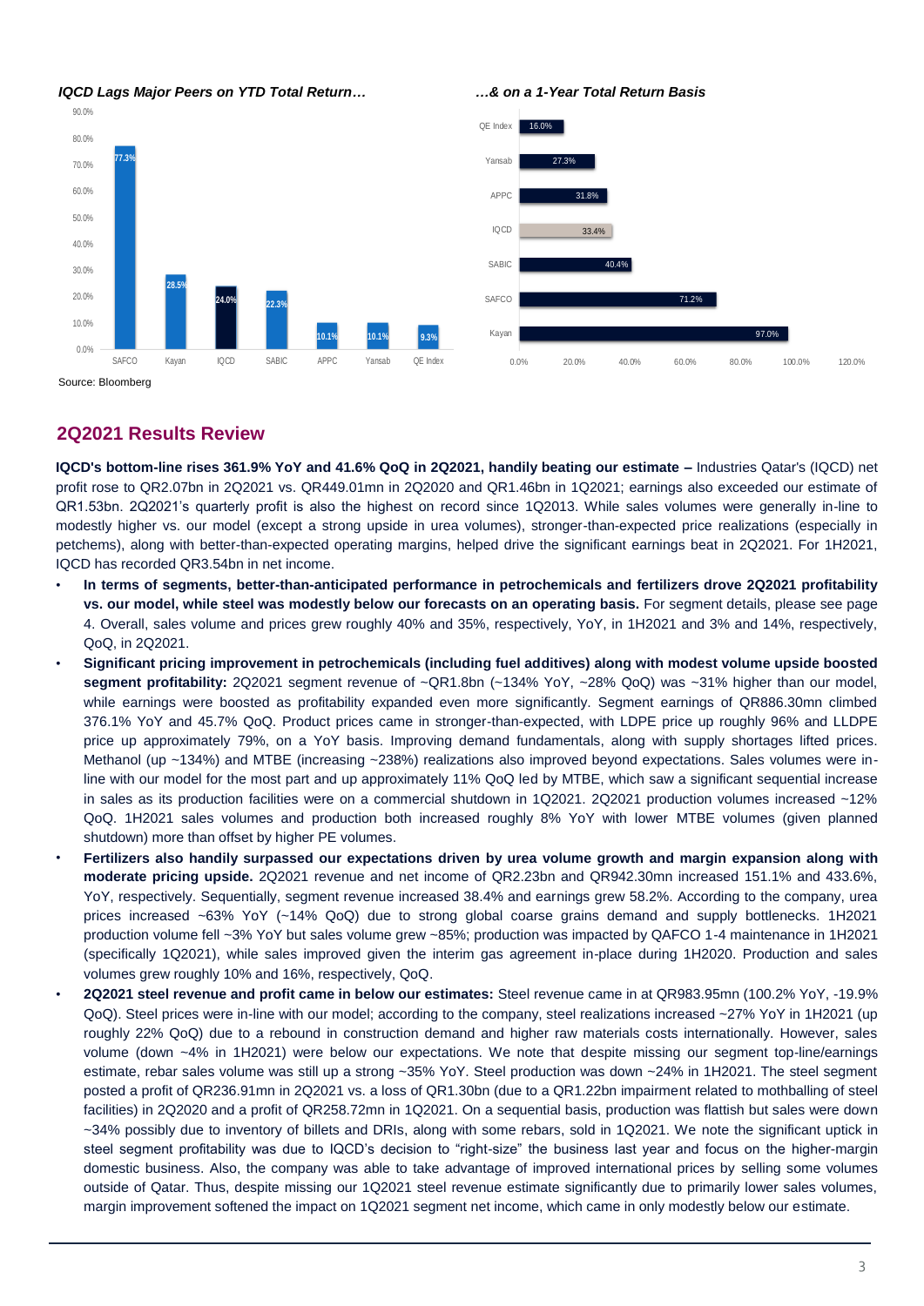***IQCD Lags Major Peers on YTD Total Return…***

| Company | YTD Total Return |
|---|---|
| SAFCO | 77.3% |
| Kayan | 28.5% |
| IQCD | 24.0% |
| SABIC | 22.3% |
| APPC | 10.1% |
| Yansab | 10.1% |
| QE Index | 9.3% |

***…& on a 1-Year Total Return Basis***

| Company | 1-Year Total Return |
|---|---|
| QE Index | 16.0% |
| Yansab | 27.3% |
| APPC | 31.8% |
| IQCD | 33.4% |
| SABIC | 40.4% |
| SAFCO | 71.2% |
| Kayan | 97.0% |

Source: Bloomberg

## 2Q2021 Results Review

**IQCD's bottom-line rises 361.9% YoY and 41.6% QoQ in 2Q2021, handily beating our estimate –** Industries Qatar's (IQCD) net profit rose to QR2.07bn in 2Q2021 vs. QR449.01mn in 2Q2020 and QR1.46bn in 1Q2021; earnings also exceeded our estimate of QR1.53bn. 2Q2021's quarterly profit is also the highest on record since 1Q2013. While sales volumes were generally in-line to modestly higher vs. our model (except a strong upside in urea volumes), stronger-than-expected price realizations (especially in petchems), along with better-than-expected operating margins, helped drive the significant earnings beat in 2Q2021. For 1H2021, IQCD has recorded QR3.54bn in net income.

- **In terms of segments, better-than-anticipated performance in petrochemicals and fertilizers drove 2Q2021 profitability vs. our model, while steel was modestly below our forecasts on an operating basis.** For segment details, please see page 4. Overall, sales volume and prices grew roughly 40% and 35%, respectively, YoY, in 1H2021 and 3% and 14%, respectively, QoQ, in 2Q2021.
- **Significant pricing improvement in petrochemicals (including fuel additives) along with modest volume upside boosted segment profitability:** 2Q2021 segment revenue of ~QR1.8bn (~134% YoY, ~28% QoQ) was ~31% higher than our model, while earnings were boosted as profitability expanded even more significantly. Segment earnings of QR886.30mn climbed 376.1% YoY and 45.7% QoQ. Product prices came in stronger-than-expected, with LDPE price up roughly 96% and LLDPE price up approximately 79%, on a YoY basis. Improving demand fundamentals, along with supply shortages lifted prices. Methanol (up ~134%) and MTBE (increasing ~238%) realizations also improved beyond expectations. Sales volumes were in-line with our model for the most part and up approximately 11% QoQ led by MTBE, which saw a significant sequential increase in sales as its production facilities were on a commercial shutdown in 1Q2021. 2Q2021 production volumes increased ~12% QoQ. 1H2021 sales volumes and production both increased roughly 8% YoY with lower MTBE volumes (given planned shutdown) more than offset by higher PE volumes.
- **Fertilizers also handily surpassed our expectations driven by urea volume growth and margin expansion along with moderate pricing upside.** 2Q2021 revenue and net income of QR2.23bn and QR942.30mn increased 151.1% and 433.6%, YoY, respectively. Sequentially, segment revenue increased 38.4% and earnings grew 58.2%. According to the company, urea prices increased ~63% YoY (~14% QoQ) due to strong global coarse grains demand and supply bottlenecks. 1H2021 production volume fell ~3% YoY but sales volume grew ~85%; production was impacted by QAFCO 1-4 maintenance in 1H2021 (specifically 1Q2021), while sales improved given the interim gas agreement in-place during 1H2020. Production and sales volumes grew roughly 10% and 16%, respectively, QoQ.
- **2Q2021 steel revenue and profit came in below our estimates:** Steel revenue came in at QR983.95mn (100.2% YoY, -19.9% QoQ). Steel prices were in-line with our model; according to the company, steel realizations increased ~27% YoY in 1H2021 (up roughly 22% QoQ) due to a rebound in construction demand and higher raw materials costs internationally. However, sales volume (down ~4% in 1H2021) were below our expectations. We note that despite missing our segment top-line/earnings estimate, rebar sales volume was still up a strong ~35% YoY. Steel production was down ~24% in 1H2021. The steel segment posted a profit of QR236.91mn in 2Q2021 vs. a loss of QR1.30bn (due to a QR1.22bn impairment related to mothballing of steel facilities) in 2Q2020 and a profit of QR258.72mn in 1Q2021. On a sequential basis, production was flattish but sales were down ~34% possibly due to inventory of billets and DRIs, along with some rebars, sold in 1Q2021. We note the significant uptick in steel segment profitability was due to IQCD's decision to "right-size" the business last year and focus on the higher-margin domestic business. Also, the company was able to take advantage of improved international prices by selling some volumes outside of Qatar. Thus, despite missing our 1Q2021 steel revenue estimate significantly due to primarily lower sales volumes, margin improvement softened the impact on 1Q2021 segment net income, which came in only modestly below our estimate.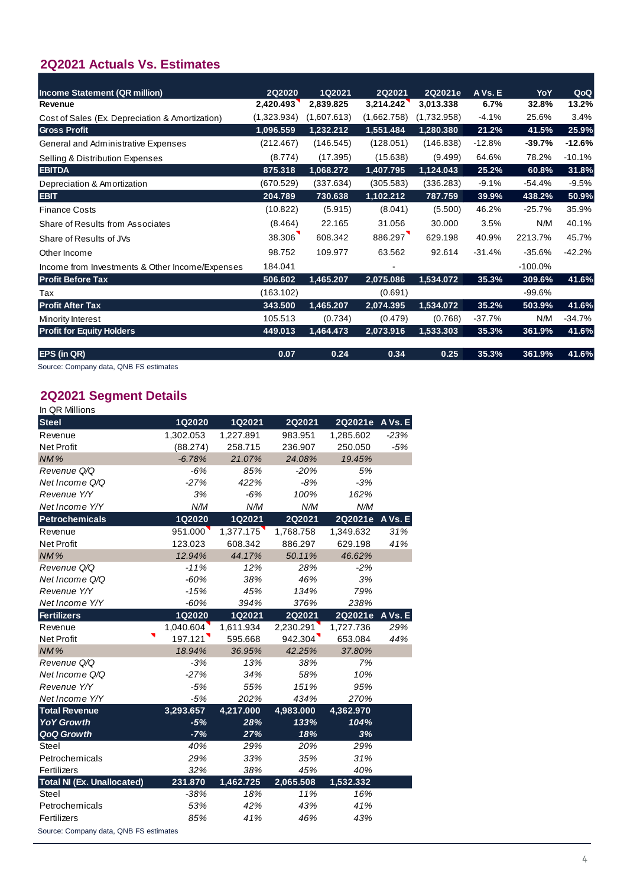## 2Q2021 Actuals Vs. Estimates

| Income Statement (QR million) | 2Q2020 | 1Q2021 | 2Q2021 | 2Q2021e | A Vs. E | YoY | QoQ |
|---|---|---|---|---|---|---|---|
| **Revenue** | **2,420.493** | **2,839.825** | **3,214.242** | **3,013.338** | **6.7%** | **32.8%** | **13.2%** |
| Cost of Sales (Ex. Depreciation & Amortization) | (1,323.934) | (1,607.613) | (1,662.758) | (1,732.958) | -4.1% | 25.6% | 3.4% |
| **Gross Profit** | **1,096.559** | **1,232.212** | **1,551.484** | **1,280.380** | **21.2%** | **41.5%** | **25.9%** |
| General and Administrative Expenses | (212.467) | (146.545) | (128.051) | (146.838) | -12.8% | **-39.7%** | **-12.6%** |
| Selling & Distribution Expenses | (8.774) | (17.395) | (15.638) | (9.499) | 64.6% | 78.2% | -10.1% |
| **EBITDA** | **875.318** | **1,068.272** | **1,407.795** | **1,124.043** | **25.2%** | **60.8%** | **31.8%** |
| Depreciation & Amortization | (670.529) | (337.634) | (305.583) | (336.283) | -9.1% | -54.4% | -9.5% |
| **EBIT** | **204.789** | **730.638** | **1,102.212** | **787.759** | **39.9%** | **438.2%** | **50.9%** |
| Finance Costs | (10.822) | (5.915) | (8.041) | (5.500) | 46.2% | -25.7% | 35.9% |
| Share of Results from Associates | (8.464) | 22.165 | 31.056 | 30.000 | 3.5% | N/M | 40.1% |
| Share of Results of JVs | 38.306 | 608.342 | 886.297 | 629.198 | 40.9% | 2213.7% | 45.7% |
| Other Income | 98.752 | 109.977 | 63.562 | 92.614 | -31.4% | -35.6% | -42.2% |
| Income from Investments & Other Income/Expenses | 184.041 | | - | | | -100.0% | |
| **Profit Before Tax** | **506.602** | **1,465.207** | **2,075.086** | **1,534.072** | **35.3%** | **309.6%** | **41.6%** |
| Tax | (163.102) | | (0.691) | | | -99.6% | |
| **Profit After Tax** | **343.500** | **1,465.207** | **2,074.395** | **1,534.072** | **35.2%** | **503.9%** | **41.6%** |
| Minority Interest | 105.513 | (0.734) | (0.479) | (0.768) | -37.7% | N/M | -34.7% |
| **Profit for Equity Holders** | **449.013** | **1,464.473** | **2,073.916** | **1,533.303** | **35.3%** | **361.9%** | **41.6%** |
| **EPS (in QR)** | **0.07** | **0.24** | **0.34** | **0.25** | **35.3%** | **361.9%** | **41.6%** |

Source: Company data, QNB FS estimates

## 2Q2021 Segment Details

In QR Millions

| Steel | 1Q2020 | 1Q2021 | 2Q2021 | 2Q2021e | A Vs. E |
|---|---|---|---|---|---|
| Revenue | 1,302.053 | 1,227.891 | 983.951 | 1,285.602 | *-23%* |
| Net Profit | (88.274) | 258.715 | 236.907 | 250.050 | *-5%* |
| *NM %* | *-6.78%* | *21.07%* | *24.08%* | *19.45%* | |
| *Revenue Q/Q* | *-6%* | *85%* | *-20%* | *5%* | |
| *Net Income Q/Q* | *-27%* | *422%* | *-8%* | *-3%* | |
| *Revenue Y/Y* | *3%* | *-6%* | *100%* | *162%* | |
| *Net Income Y/Y* | *N/M* | *N/M* | *N/M* | *N/M* | |
| **Petrochemicals** | **1Q2020** | **1Q2021** | **2Q2021** | **2Q2021e** | **A Vs. E** |
| Revenue | 951.000 | 1,377.175 | 1,768.758 | 1,349.632 | *31%* |
| Net Profit | 123.023 | 608.342 | 886.297 | 629.198 | *41%* |
| *NM %* | *12.94%* | *44.17%* | *50.11%* | *46.62%* | |
| *Revenue Q/Q* | *-11%* | *12%* | *28%* | *-2%* | |
| *Net Income Q/Q* | *-60%* | *38%* | *46%* | *3%* | |
| *Revene Y/Y* | *-15%* | *45%* | *134%* | *79%* | |
| *Net Income Y/Y* | *-60%* | *394%* | *376%* | *238%* | |
| **Fertilizers** | **1Q2020** | **1Q2021** | **2Q2021** | **2Q2021e** | **A Vs. E** |
| Revenue | 1,040.604 | 1,611.934 | 2,230.291 | 1,727.736 | *29%* |
| Net Profit | 197.121 | 595.668 | 942.304 | 653.084 | *44%* |
| *NM %* | *18.94%* | *36.95%* | *42.25%* | *37.80%* | |
| *Revenue Q/Q* | *-3%* | *13%* | *38%* | *7%* | |
| *Net Income Q/Q* | *-27%* | *34%* | *58%* | *10%* | |
| *Revenue Y/Y* | *-5%* | *55%* | *151%* | *95%* | |
| *Net Income Y/Y* | *-5%* | *202%* | *434%* | *270%* | |
| **Total Revenue** | **3,293.657** | **4,217.000** | **4,983.000** | **4,362.970** | |
| ***YoY Growth*** | ***-5%*** | ***28%*** | ***133%*** | ***104%*** | |
| ***QoQ Growth*** | ***-7%*** | ***27%*** | ***18%*** | ***3%*** | |
| Steel | *40%* | *29%* | *20%* | *29%* | |
| Petrochemicals | *29%* | *33%* | *35%* | *31%* | |
| Fertilizers | *32%* | *38%* | *45%* | *40%* | |
| **Total NI (Ex. Unallocated)** | **231.870** | **1,462.725** | **2,065.508** | **1,532.332** | |
| Steel | *-38%* | *18%* | *11%* | *16%* | |
| Petrochemicals | *53%* | *42%* | *43%* | *41%* | |
| Fertilizers | *85%* | *41%* | *46%* | *43%* | |

Source: Company data, QNB FS estimates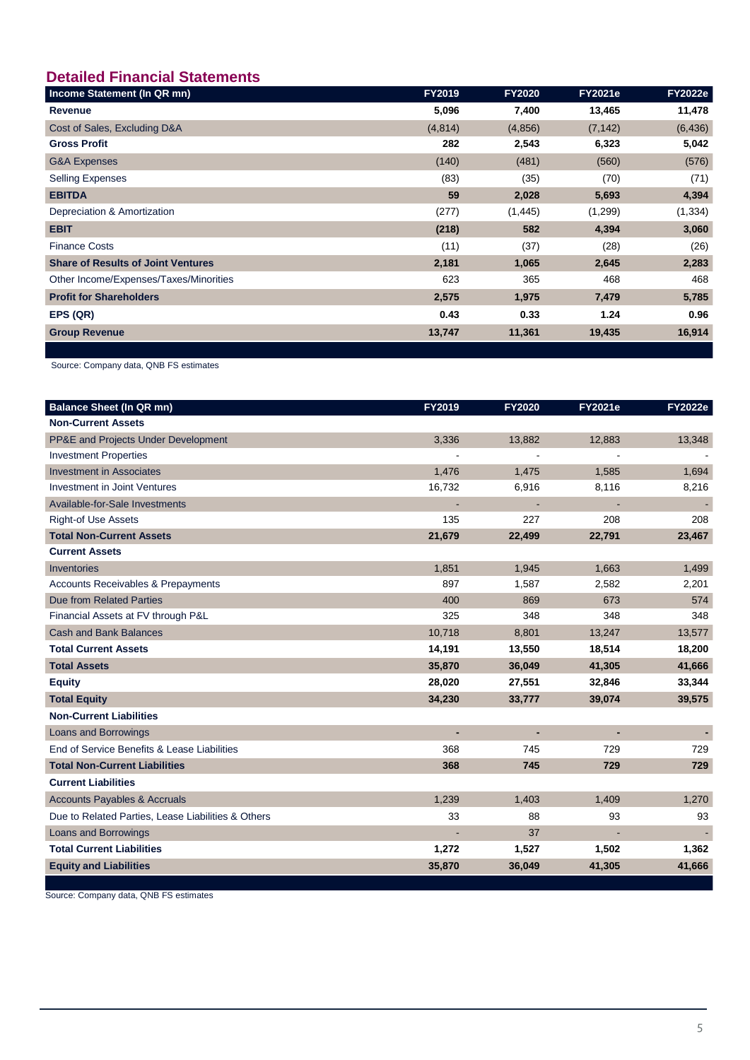## Detailed Financial Statements

| Income Statement (In QR mn) | FY2019 | FY2020 | FY2021e | FY2022e |
|---|---|---|---|---|
| **Revenue** | **5,096** | **7,400** | **13,465** | **11,478** |
| Cost of Sales, Excluding D&A | (4,814) | (4,856) | (7,142) | (6,436) |
| **Gross Profit** | **282** | **2,543** | **6,323** | **5,042** |
| G&A Expenses | (140) | (481) | (560) | (576) |
| Selling Expenses | (83) | (35) | (70) | (71) |
| **EBITDA** | **59** | **2,028** | **5,693** | **4,394** |
| Depreciation & Amortization | (277) | (1,445) | (1,299) | (1,334) |
| **EBIT** | **(218)** | **582** | **4,394** | **3,060** |
| Finance Costs | (11) | (37) | (28) | (26) |
| **Share of Results of Joint Ventures** | **2,181** | **1,065** | **2,645** | **2,283** |
| Other Income/Expenses/Taxes/Minorities | 623 | 365 | 468 | 468 |
| **Profit for Shareholders** | **2,575** | **1,975** | **7,479** | **5,785** |
| **EPS (QR)** | **0.43** | **0.33** | **1.24** | **0.96** |
| **Group Revenue** | **13,747** | **11,361** | **19,435** | **16,914** |

Source: Company data, QNB FS estimates

| Balance Sheet (In QR mn) | FY2019 | FY2020 | FY2021e | FY2022e |
|---|---|---|---|---|
| **Non-Current Assets** | | | | |
| PP&E and Projects Under Development | 3,336 | 13,882 | 12,883 | 13,348 |
| Investment Properties | - | - | - | - |
| Investment in Associates | 1,476 | 1,475 | 1,585 | 1,694 |
| Investment in Joint Ventures | 16,732 | 6,916 | 8,116 | 8,216 |
| Available-for-Sale Investments | - | - | - | - |
| Right-of Use Assets | 135 | 227 | 208 | 208 |
| **Total Non-Current Assets** | **21,679** | **22,499** | **22,791** | **23,467** |
| **Current Assets** | | | | |
| Inventories | 1,851 | 1,945 | 1,663 | 1,499 |
| Accounts Receivables & Prepayments | 897 | 1,587 | 2,582 | 2,201 |
| Due from Related Parties | 400 | 869 | 673 | 574 |
| Financial Assets at FV through P&L | 325 | 348 | 348 | 348 |
| Cash and Bank Balances | 10,718 | 8,801 | 13,247 | 13,577 |
| **Total Current Assets** | **14,191** | **13,550** | **18,514** | **18,200** |
| **Total Assets** | **35,870** | **36,049** | **41,305** | **41,666** |
| **Equity** | **28,020** | **27,551** | **32,846** | **33,344** |
| **Total Equity** | **34,230** | **33,777** | **39,074** | **39,575** |
| **Non-Current Liabilities** | | | | |
| Loans and Borrowings | - | - | - | - |
| End of Service Benefits & Lease Liabilities | 368 | 745 | 729 | 729 |
| **Total Non-Current Liabilities** | **368** | **745** | **729** | **729** |
| **Current Liabilities** | | | | |
| Accounts Payables & Accruals | 1,239 | 1,403 | 1,409 | 1,270 |
| Due to Related Parties, Lease Liabilities & Others | 33 | 88 | 93 | 93 |
| Loans and Borrowings | - | 37 | - | - |
| **Total Current Liabilities** | **1,272** | **1,527** | **1,502** | **1,362** |
| **Equity and Liabilities** | **35,870** | **36,049** | **41,305** | **41,666** |

Source: Company data, QNB FS estimates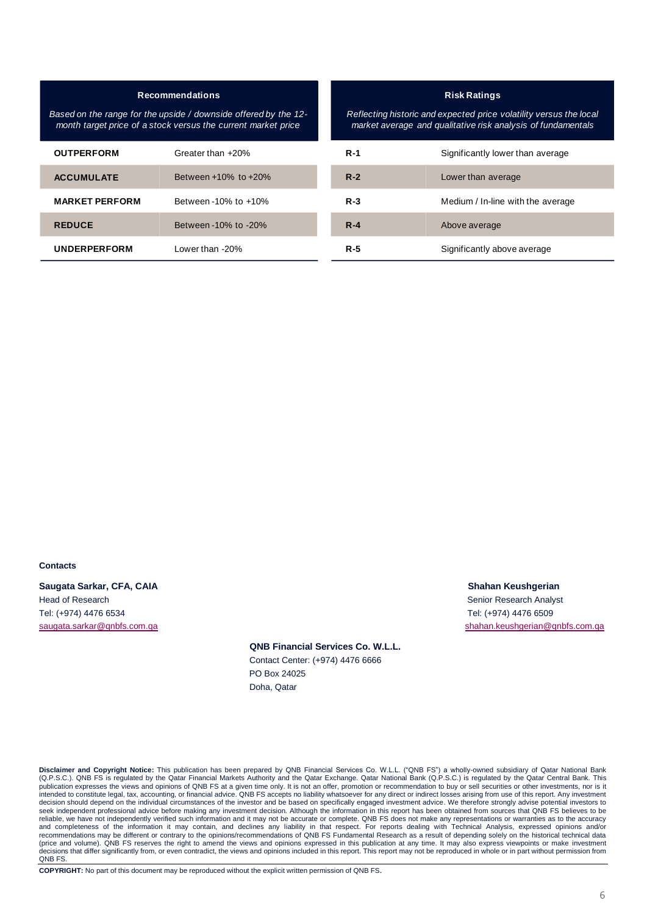| Recommendations | |
|---|---|
| *Based on the range for the upside / downside offered by the 12-month target price of a stock versus the current market price* | |
| **OUTPERFORM** | Greater than +20% |
| **ACCUMULATE** | Between +10% to +20% |
| **MARKET PERFORM** | Between -10% to +10% |
| **REDUCE** | Between -10% to -20% |
| **UNDERPERFORM** | Lower than -20% |

| Risk Ratings | |
|---|---|
| *Reflecting historic and expected price volatility versus the local market average and qualitative risk analysis of fundamentals* | |
| **R-1** | Significantly lower than average |
| **R-2** | Lower than average |
| **R-3** | Medium / In-line with the average |
| **R-4** | Above average |
| **R-5** | Significantly above average |

**Contacts**

**Saugata Sarkar, CFA, CAIA**
Head of Research
Tel: (+974) 4476 6534
saugata.sarkar@qnbfs.com.qa

**Shahan Keushgerian**
Senior Research Analyst
Tel: (+974) 4476 6509
shahan.keushgerian@qnbfs.com.qa

**QNB Financial Services Co. W.L.L.**
Contact Center: (+974) 4476 6666
PO Box 24025
Doha, Qatar

**Disclaimer and Copyright Notice:** This publication has been prepared by QNB Financial Services Co. W.L.L. ("QNB FS") a wholly-owned subsidiary of Qatar National Bank (Q.P.S.C.). QNB FS is regulated by the Qatar Financial Markets Authority and the Qatar Exchange. Qatar National Bank (Q.P.S.C.) is regulated by the Qatar Central Bank. This publication expresses the views and opinions of QNB FS at a given time only. It is not an offer, promotion or recommendation to buy or sell securities or other investments, nor is it intended to constitute legal, tax, accounting, or financial advice. QNB FS accepts no liability whatsoever for any direct or indirect losses arising from use of this report. Any investment decision should depend on the individual circumstances of the investor and be based on specifically engaged investment advice. We therefore strongly advise potential investors to seek independent professional advice before making any investment decision. Although the information in this report has been obtained from sources that QNB FS believes to be reliable, we have not independently verified such information and it may not be accurate or complete. QNB FS does not make any representations or warranties as to the accuracy and completeness of the information it may contain, and declines any liability in that respect. For reports dealing with Technical Analysis, expressed opinions and/or recommendations may be different or contrary to the opinions/recommendations of QNB FS Fundamental Research as a result of depending solely on the historical technical data (price and volume). QNB FS reserves the right to amend the views and opinions expressed in this publication at any time. It may also express viewpoints or make investment decisions that differ significantly from, or even contradict, the views and opinions included in this report. This report may not be reproduced in whole or in part without permission from QNB FS.

**COPYRIGHT:** No part of this document may be reproduced without the explicit written permission of QNB FS.